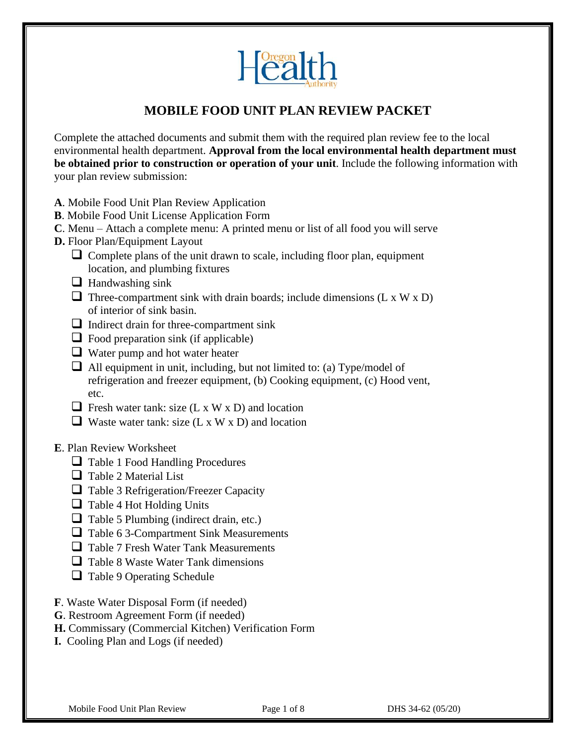# MOBILE FOOD UNIT PLAN REVIEW PACKET

Complete the attached documents and submit them with the required plan review fee to the local environmental health department. **Approval from the local environmental health department must be obtained prior to construction or operation of your unit**. Include the following information with your plan review submission:

**A**. Mobile Food Unit Plan Review Application

**B**. Mobile Food Unit License Application Form

**C**. Menu – Attach a complete menu: A printed menu or list of all food you will serve

**D.** Floor Plan/Equipment Layout

- ❑ Complete plans of the unit drawn to scale, including floor plan, equipment location, and plumbing fixtures
- ❑ Handwashing sink
- ❑ Three-compartment sink with drain boards; include dimensions (L x W x D) of interior of sink basin.
- ❑ Indirect drain for three-compartment sink
- ❑ Food preparation sink (if applicable)
- ❑ Water pump and hot water heater
- ❑ All equipment in unit, including, but not limited to: (a) Type/model of refrigeration and freezer equipment, (b) Cooking equipment, (c) Hood vent, etc.
- ❑ Fresh water tank: size (L x W x D) and location
- ❑ Waste water tank: size (L x W x D) and location

**E**. Plan Review Worksheet

- ❑ Table 1 Food Handling Procedures
- ❑ Table 2 Material List
- ❑ Table 3 Refrigeration/Freezer Capacity
- ❑ Table 4 Hot Holding Units
- ❑ Table 5 Plumbing (indirect drain, etc.)
- ❑ Table 6 3-Compartment Sink Measurements
- ❑ Table 7 Fresh Water Tank Measurements
- ❑ Table 8 Waste Water Tank dimensions
- ❑ Table 9 Operating Schedule

**F**. Waste Water Disposal Form (if needed)

**G**. Restroom Agreement Form (if needed)

**H.** Commissary (Commercial Kitchen) Verification Form

**I.** Cooling Plan and Logs (if needed)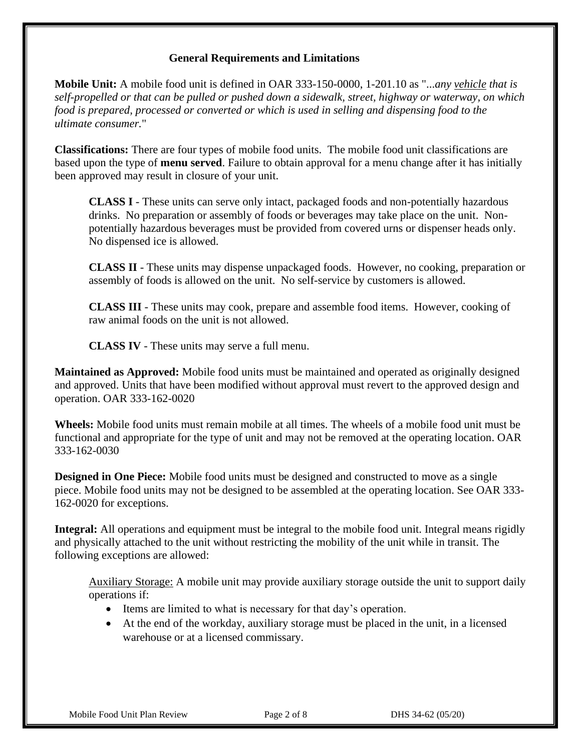## General Requirements and Limitations

**Mobile Unit:** A mobile food unit is defined in OAR 333-150-0000, 1-201.10 as "*...any vehicle that is self-propelled or that can be pulled or pushed down a sidewalk, street, highway or waterway, on which food is prepared, processed or converted or which is used in selling and dispensing food to the ultimate consumer.*"

**Classifications:** There are four types of mobile food units. The mobile food unit classifications are based upon the type of **menu served**. Failure to obtain approval for a menu change after it has initially been approved may result in closure of your unit.

> **CLASS I** - These units can serve only intact, packaged foods and non-potentially hazardous drinks. No preparation or assembly of foods or beverages may take place on the unit. Non-potentially hazardous beverages must be provided from covered urns or dispenser heads only. No dispensed ice is allowed.
>
> **CLASS II** - These units may dispense unpackaged foods. However, no cooking, preparation or assembly of foods is allowed on the unit. No self-service by customers is allowed.
>
> **CLASS III** - These units may cook, prepare and assemble food items. However, cooking of raw animal foods on the unit is not allowed.
>
> **CLASS IV** - These units may serve a full menu.

**Maintained as Approved:** Mobile food units must be maintained and operated as originally designed and approved. Units that have been modified without approval must revert to the approved design and operation. OAR 333-162-0020

**Wheels:** Mobile food units must remain mobile at all times. The wheels of a mobile food unit must be functional and appropriate for the type of unit and may not be removed at the operating location. OAR 333-162-0030

**Designed in One Piece:** Mobile food units must be designed and constructed to move as a single piece. Mobile food units may not be designed to be assembled at the operating location. See OAR 333-162-0020 for exceptions.

**Integral:** All operations and equipment must be integral to the mobile food unit. Integral means rigidly and physically attached to the unit without restricting the mobility of the unit while in transit. The following exceptions are allowed:

> Auxiliary Storage: A mobile unit may provide auxiliary storage outside the unit to support daily operations if:
>
> - Items are limited to what is necessary for that day's operation.
> - At the end of the workday, auxiliary storage must be placed in the unit, in a licensed warehouse or at a licensed commissary.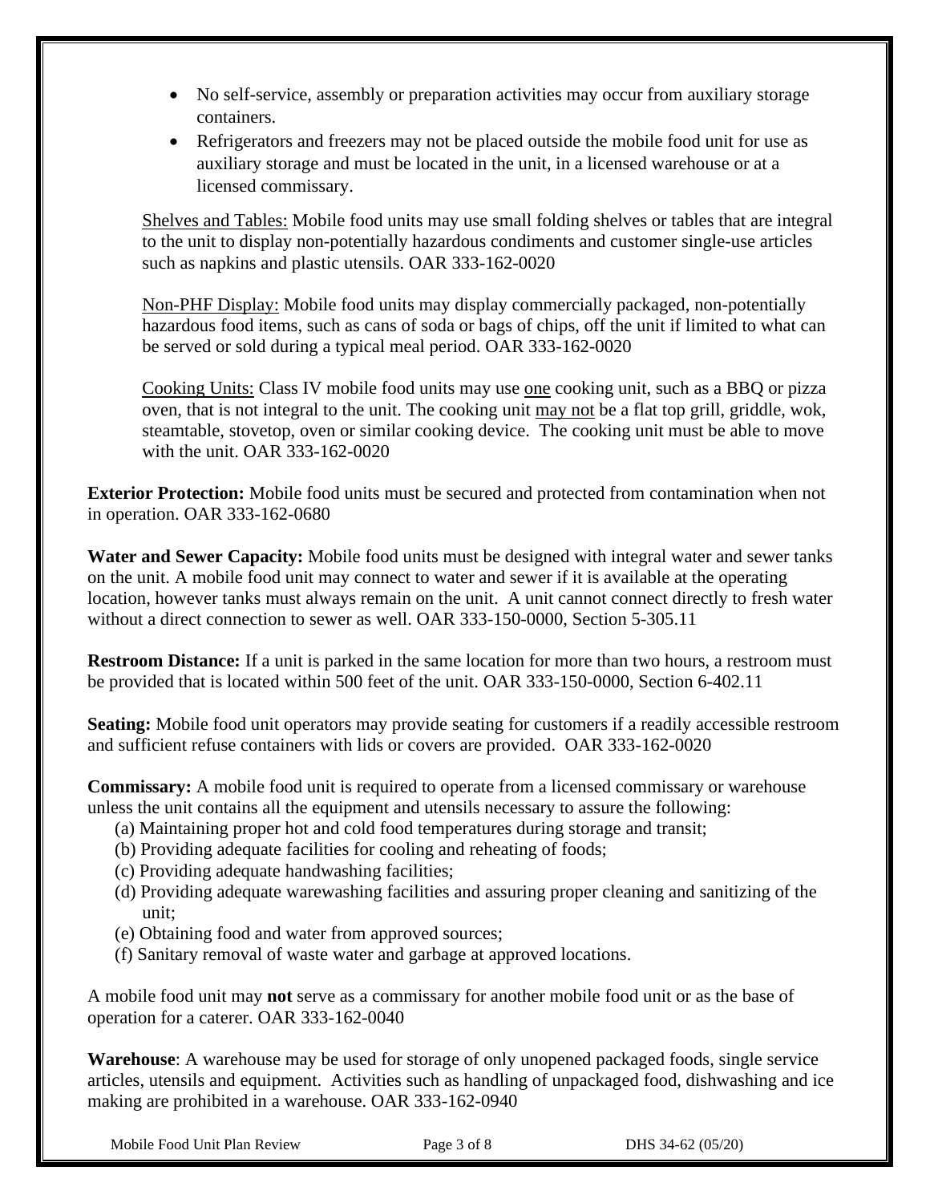- No self-service, assembly or preparation activities may occur from auxiliary storage containers.
- Refrigerators and freezers may not be placed outside the mobile food unit for use as auxiliary storage and must be located in the unit, in a licensed warehouse or at a licensed commissary.

Shelves and Tables: Mobile food units may use small folding shelves or tables that are integral to the unit to display non-potentially hazardous condiments and customer single-use articles such as napkins and plastic utensils. OAR 333-162-0020

Non-PHF Display: Mobile food units may display commercially packaged, non-potentially hazardous food items, such as cans of soda or bags of chips, off the unit if limited to what can be served or sold during a typical meal period. OAR 333-162-0020

Cooking Units: Class IV mobile food units may use one cooking unit, such as a BBQ or pizza oven, that is not integral to the unit. The cooking unit may not be a flat top grill, griddle, wok, steamtable, stovetop, oven or similar cooking device. The cooking unit must be able to move with the unit. OAR 333-162-0020

**Exterior Protection:** Mobile food units must be secured and protected from contamination when not in operation. OAR 333-162-0680

**Water and Sewer Capacity:** Mobile food units must be designed with integral water and sewer tanks on the unit. A mobile food unit may connect to water and sewer if it is available at the operating location, however tanks must always remain on the unit. A unit cannot connect directly to fresh water without a direct connection to sewer as well. OAR 333-150-0000, Section 5-305.11

**Restroom Distance:** If a unit is parked in the same location for more than two hours, a restroom must be provided that is located within 500 feet of the unit. OAR 333-150-0000, Section 6-402.11

**Seating:** Mobile food unit operators may provide seating for customers if a readily accessible restroom and sufficient refuse containers with lids or covers are provided. OAR 333-162-0020

**Commissary:** A mobile food unit is required to operate from a licensed commissary or warehouse unless the unit contains all the equipment and utensils necessary to assure the following:

(a) Maintaining proper hot and cold food temperatures during storage and transit;
(b) Providing adequate facilities for cooling and reheating of foods;
(c) Providing adequate handwashing facilities;
(d) Providing adequate warewashing facilities and assuring proper cleaning and sanitizing of the unit;
(e) Obtaining food and water from approved sources;
(f) Sanitary removal of waste water and garbage at approved locations.

A mobile food unit may **not** serve as a commissary for another mobile food unit or as the base of operation for a caterer. OAR 333-162-0040

**Warehouse**: A warehouse may be used for storage of only unopened packaged foods, single service articles, utensils and equipment. Activities such as handling of unpackaged food, dishwashing and ice making are prohibited in a warehouse. OAR 333-162-0940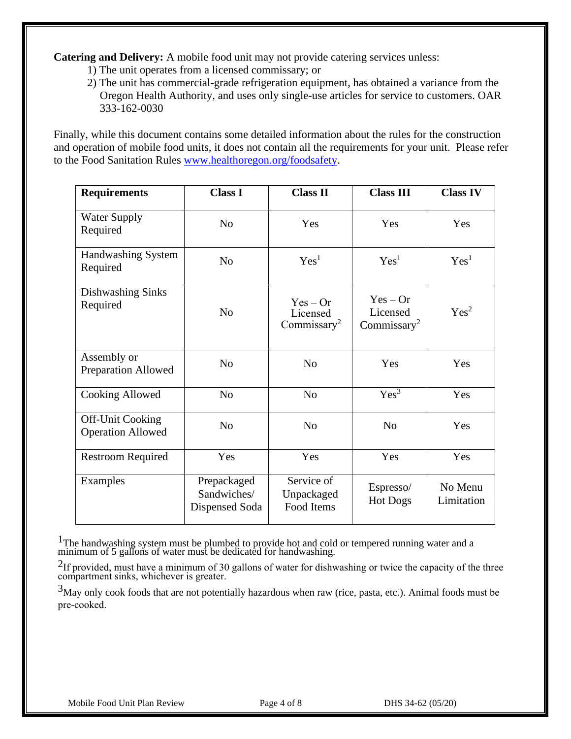**Catering and Delivery:** A mobile food unit may not provide catering services unless:

1) The unit operates from a licensed commissary; or
2) The unit has commercial-grade refrigeration equipment, has obtained a variance from the Oregon Health Authority, and uses only single-use articles for service to customers. OAR 333-162-0030

Finally, while this document contains some detailed information about the rules for the construction and operation of mobile food units, it does not contain all the requirements for your unit. Please refer to the Food Sanitation Rules www.healthoregon.org/foodsafety.

| Requirements | Class I | Class II | Class III | Class IV |
|---|---|---|---|---|
| Water Supply Required | No | Yes | Yes | Yes |
| Handwashing System Required | No | Yes[1] | Yes[1] | Yes[1] |
| Dishwashing Sinks Required | No | Yes – Or Licensed Commissary[2] | Yes – Or Licensed Commissary[2] | Yes[2] |
| Assembly or Preparation Allowed | No | No | Yes | Yes |
| Cooking Allowed | No | No | Yes[3] | Yes |
| Off-Unit Cooking Operation Allowed | No | No | No | Yes |
| Restroom Required | Yes | Yes | Yes | Yes |
| Examples | Prepackaged Sandwiches/ Dispensed Soda | Service of Unpackaged Food Items | Espresso/ Hot Dogs | No Menu Limitation |

[1]The handwashing system must be plumbed to provide hot and cold or tempered running water and a minimum of 5 gallons of water must be dedicated for handwashing.

[2]If provided, must have a minimum of 30 gallons of water for dishwashing or twice the capacity of the three compartment sinks, whichever is greater.

[3]May only cook foods that are not potentially hazardous when raw (rice, pasta, etc.). Animal foods must be pre-cooked.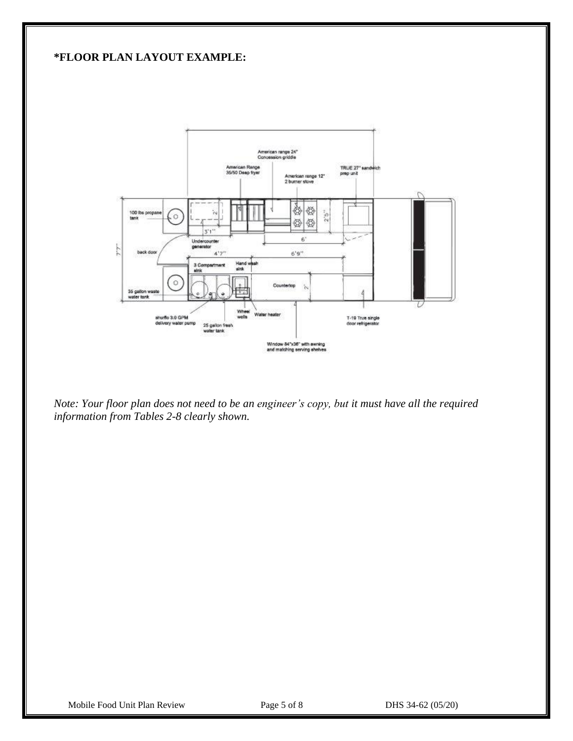**\*FLOOR PLAN LAYOUT EXAMPLE:**

*Note: Your floor plan does not need to be an engineer's copy, but it must have all the required information from Tables 2-8 clearly shown.*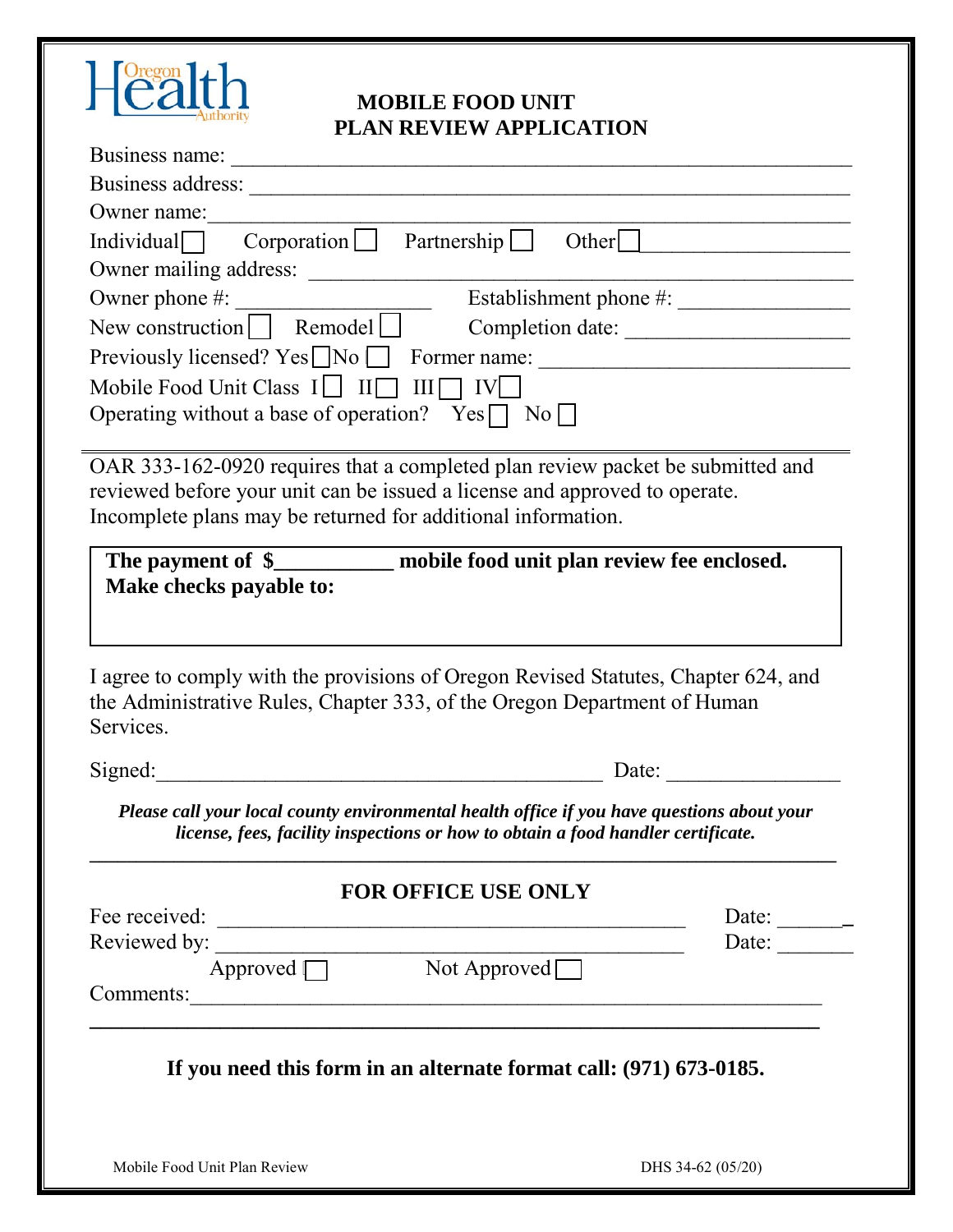Oregon Health Authority

# MOBILE FOOD UNIT PLAN REVIEW APPLICATION

Business name: ____________________________________________________________

Business address: __________________________________________________________

Owner name: ______________________________________________________________

Individual ☐ Corporation ☐ Partnership ☐ Other ☐ ____________________

Owner mailing address: _____________________________________________________

Owner phone #: __________________ Establishment phone #: ________________

New construction ☐ Remodel ☐ Completion date: ____________________

Previously licensed? Yes ☐ No ☐ Former name: _____________________________

Mobile Food Unit Class I ☐ II ☐ III ☐ IV ☐

Operating without a base of operation? Yes ☐ No ☐

---

OAR 333-162-0920 requires that a completed plan review packet be submitted and reviewed before your unit can be issued a license and approved to operate. Incomplete plans may be returned for additional information.

**The payment of $___________ mobile food unit plan review fee enclosed.**
**Make checks payable to:**

I agree to comply with the provisions of Oregon Revised Statutes, Chapter 624, and the Administrative Rules, Chapter 333, of the Oregon Department of Human Services.

Signed: ___________________________________________ Date: ________________

***Please call your local county environmental health office if you have questions about your license, fees, facility inspections or how to obtain a food handler certificate.***

---

## FOR OFFICE USE ONLY

Fee received: ____________________________________________ Date: _______

Reviewed by: ____________________________________________ Date: _______

Approved ☐ Not Approved ☐

Comments: _______________________________________________________________

**If you need this form in an alternate format call: (971) 673-0185.**

Mobile Food Unit Plan Review DHS 34-62 (05/20)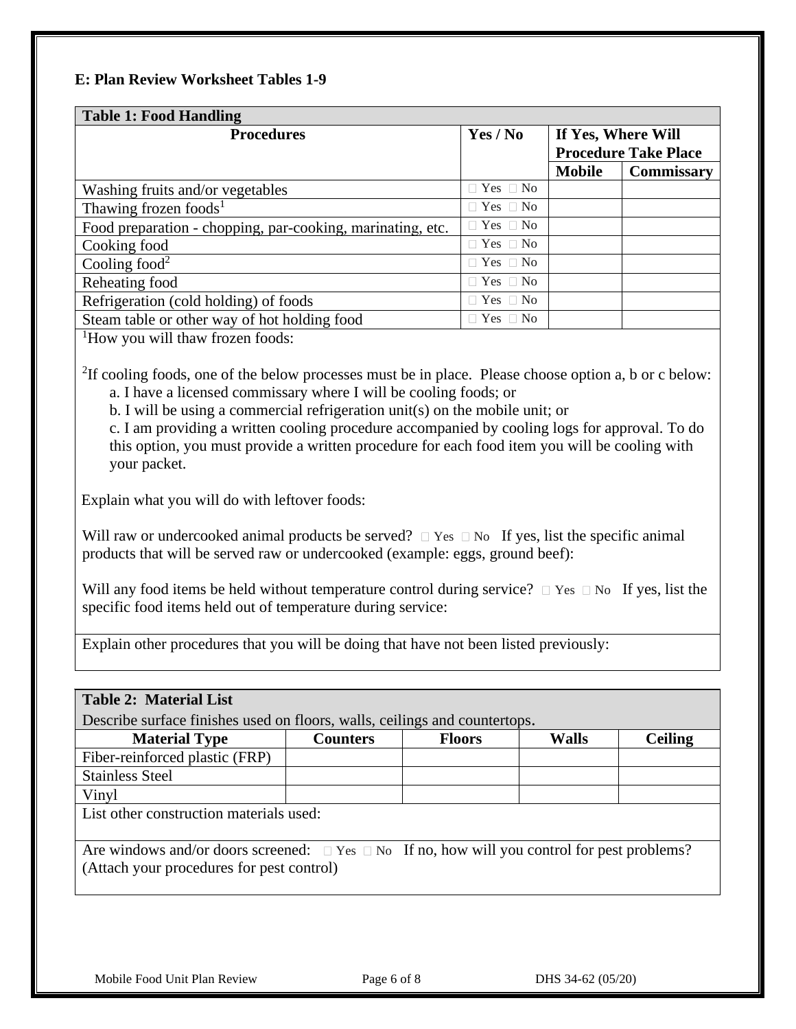## E: Plan Review Worksheet Tables 1-9

**Table 1: Food Handling**

| Procedures | Yes / No | If Yes, Where Will Procedure Take Place | |
|---|---|---|---|
| | | Mobile | Commissary |
| Washing fruits and/or vegetables | ☐ Yes ☐ No | | |
| Thawing frozen foods[1] | ☐ Yes ☐ No | | |
| Food preparation - chopping, par-cooking, marinating, etc. | ☐ Yes ☐ No | | |
| Cooking food | ☐ Yes ☐ No | | |
| Cooling food[2] | ☐ Yes ☐ No | | |
| Reheating food | ☐ Yes ☐ No | | |
| Refrigeration (cold holding) of foods | ☐ Yes ☐ No | | |
| Steam table or other way of hot holding food | ☐ Yes ☐ No | | |

[1]How you will thaw frozen foods:

[2]If cooling foods, one of the below processes must be in place. Please choose option a, b or c below:

a. I have a licensed commissary where I will be cooling foods; or

b. I will be using a commercial refrigeration unit(s) on the mobile unit; or

c. I am providing a written cooling procedure accompanied by cooling logs for approval. To do this option, you must provide a written procedure for each food item you will be cooling with your packet.

Explain what you will do with leftover foods:

Will raw or undercooked animal products be served? ☐ Yes ☐ No If yes, list the specific animal products that will be served raw or undercooked (example: eggs, ground beef):

Will any food items be held without temperature control during service? ☐ Yes ☐ No If yes, list the specific food items held out of temperature during service:

Explain other procedures that you will be doing that have not been listed previously:

**Table 2: Material List**

Describe surface finishes used on floors, walls, ceilings and countertops.

| Material Type | Counters | Floors | Walls | Ceiling |
|---|---|---|---|---|
| Fiber-reinforced plastic (FRP) | | | | |
| Stainless Steel | | | | |
| Vinyl | | | | |

List other construction materials used:

Are windows and/or doors screened: ☐ Yes ☐ No If no, how will you control for pest problems? (Attach your procedures for pest control)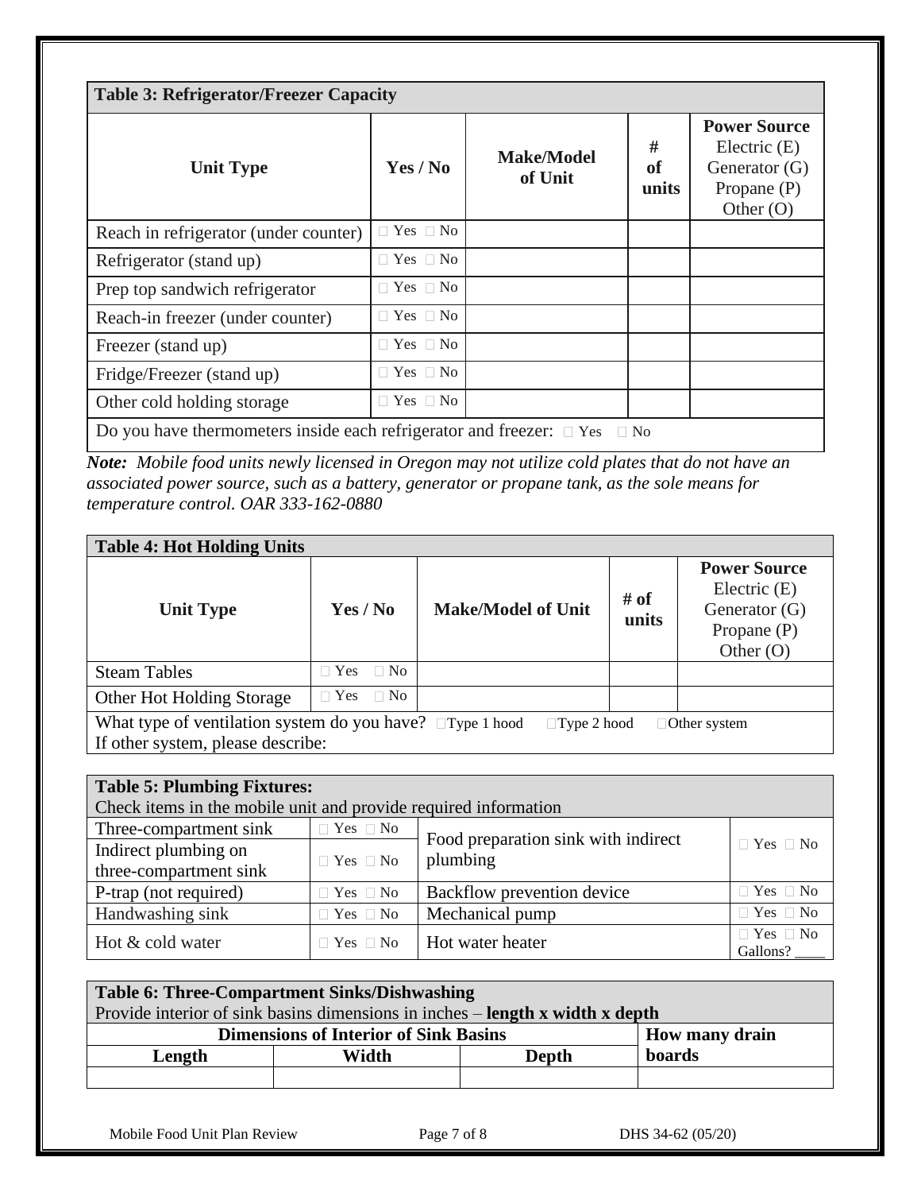| Table 3: Refrigerator/Freezer Capacity | | | | |
|---|---|---|---|---|
| **Unit Type** | **Yes / No** | **Make/Model of Unit** | **# of units** | **Power Source** Electric (E) Generator (G) Propane (P) Other (O) |
| Reach in refrigerator (under counter) | ☐ Yes ☐ No | | | |
| Refrigerator (stand up) | ☐ Yes ☐ No | | | |
| Prep top sandwich refrigerator | ☐ Yes ☐ No | | | |
| Reach-in freezer (under counter) | ☐ Yes ☐ No | | | |
| Freezer (stand up) | ☐ Yes ☐ No | | | |
| Fridge/Freezer (stand up) | ☐ Yes ☐ No | | | |
| Other cold holding storage | ☐ Yes ☐ No | | | |
| Do you have thermometers inside each refrigerator and freezer: ☐ Yes ☐ No | | | | |

***Note:*** *Mobile food units newly licensed in Oregon may not utilize cold plates that do not have an associated power source, such as a battery, generator or propane tank, as the sole means for temperature control. OAR 333-162-0880*

| Table 4: Hot Holding Units | | | | |
|---|---|---|---|---|
| **Unit Type** | **Yes / No** | **Make/Model of Unit** | **# of units** | **Power Source** Electric (E) Generator (G) Propane (P) Other (O) |
| Steam Tables | ☐ Yes ☐ No | | | |
| Other Hot Holding Storage | ☐ Yes ☐ No | | | |
| What type of ventilation system do you have? ☐Type 1 hood ☐Type 2 hood ☐Other system<br>If other system, please describe: | | | | |

| Table 5: Plumbing Fixtures:<br>Check items in the mobile unit and provide required information | | | |
|---|---|---|---|
| Three-compartment sink | ☐ Yes ☐ No | Food preparation sink with indirect plumbing | ☐ Yes ☐ No |
| Indirect plumbing on three-compartment sink | ☐ Yes ☐ No | | |
| P-trap (not required) | ☐ Yes ☐ No | Backflow prevention device | ☐ Yes ☐ No |
| Handwashing sink | ☐ Yes ☐ No | Mechanical pump | ☐ Yes ☐ No |
| Hot & cold water | ☐ Yes ☐ No | Hot water heater | ☐ Yes ☐ No Gallons? ____ |

| Table 6: Three-Compartment Sinks/Dishwashing<br>Provide interior of sink basins dimensions in inches – **length x width x depth** | | | |
|---|---|---|---|
| **Dimensions of Interior of Sink Basins** | | | **How many drain boards** |
| **Length** | **Width** | **Depth** | |
| | | | |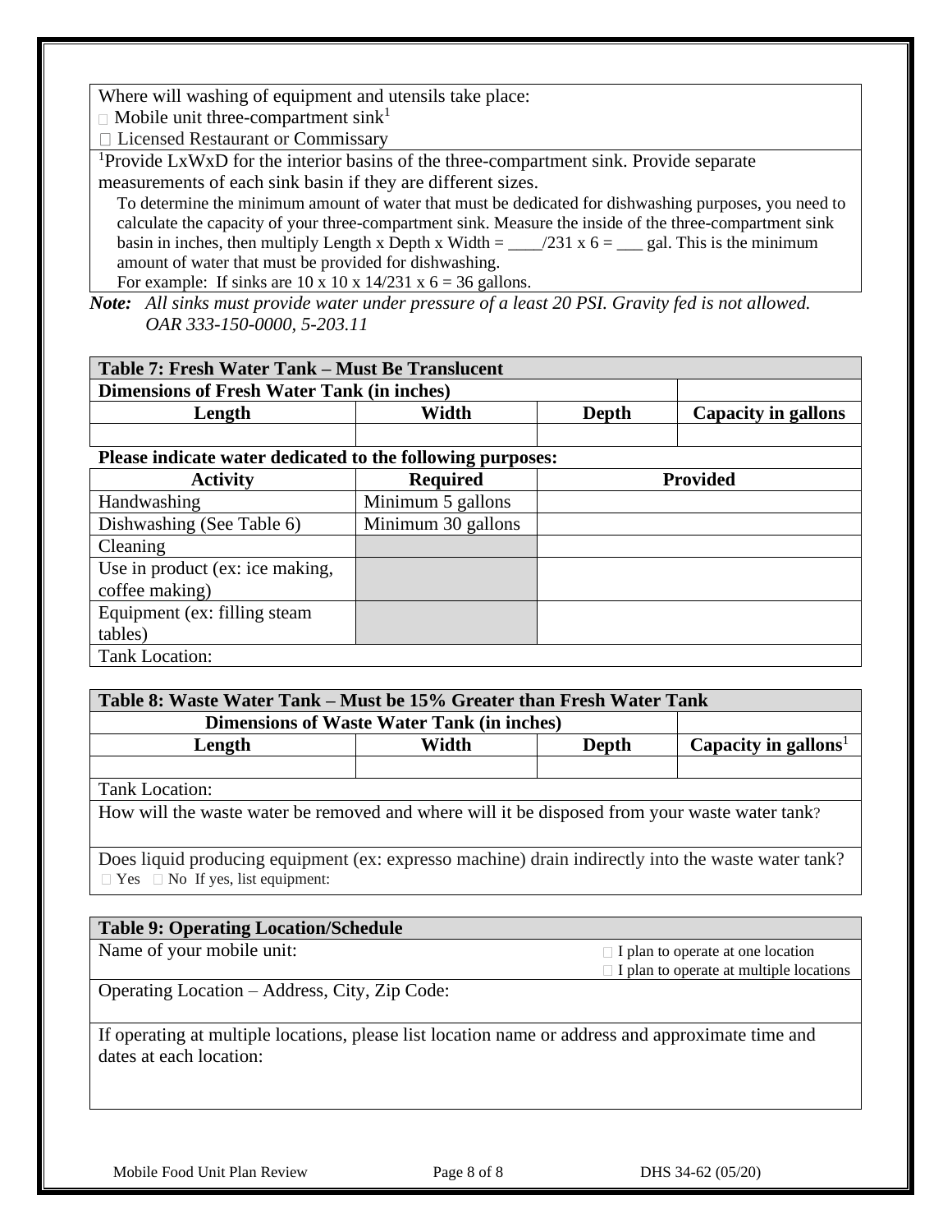Where will washing of equipment and utensils take place:

☐ Mobile unit three-compartment sink[1]

☐ Licensed Restaurant or Commissary

[1]Provide LxWxD for the interior basins of the three-compartment sink. Provide separate measurements of each sink basin if they are different sizes.

To determine the minimum amount of water that must be dedicated for dishwashing purposes, you need to calculate the capacity of your three-compartment sink. Measure the inside of the three-compartment sink basin in inches, then multiply Length x Depth x Width = ____/231 x 6 = ___ gal. This is the minimum amount of water that must be provided for dishwashing.

For example: If sinks are 10 x 10 x 14/231 x 6 = 36 gallons.

***Note:*** *All sinks must provide water under pressure of a least 20 PSI. Gravity fed is not allowed. OAR 333-150-0000, 5-203.11*

| **Table 7: Fresh Water Tank – Must Be Translucent** | | | |
|---|---|---|---|
| **Dimensions of Fresh Water Tank (in inches)** | | | |
| **Length** | **Width** | **Depth** | **Capacity in gallons** |
| | | | |
| **Please indicate water dedicated to the following purposes:** | | | |
| **Activity** | **Required** | **Provided** | |
| Handwashing | Minimum 5 gallons | | |
| Dishwashing (See Table 6) | Minimum 30 gallons | | |
| Cleaning | | | |
| Use in product (ex: ice making, coffee making) | | | |
| Equipment (ex: filling steam tables) | | | |
| Tank Location: | | | |

| **Table 8: Waste Water Tank – Must be 15% Greater than Fresh Water Tank** | | | |
|---|---|---|---|
| **Dimensions of Waste Water Tank (in inches)** | | | |
| **Length** | **Width** | **Depth** | **Capacity in gallons**[1] |
| | | | |
| Tank Location: | | | |
| How will the waste water be removed and where will it be disposed from your waste water tank? | | | |
| Does liquid producing equipment (ex: expresso machine) drain indirectly into the waste water tank? ☐ Yes ☐ No If yes, list equipment: | | | |

| **Table 9: Operating Location/Schedule** | |
|---|---|
| Name of your mobile unit: | ☐ I plan to operate at one location<br>☐ I plan to operate at multiple locations |
| Operating Location – Address, City, Zip Code: | |
| If operating at multiple locations, please list location name or address and approximate time and dates at each location: | |